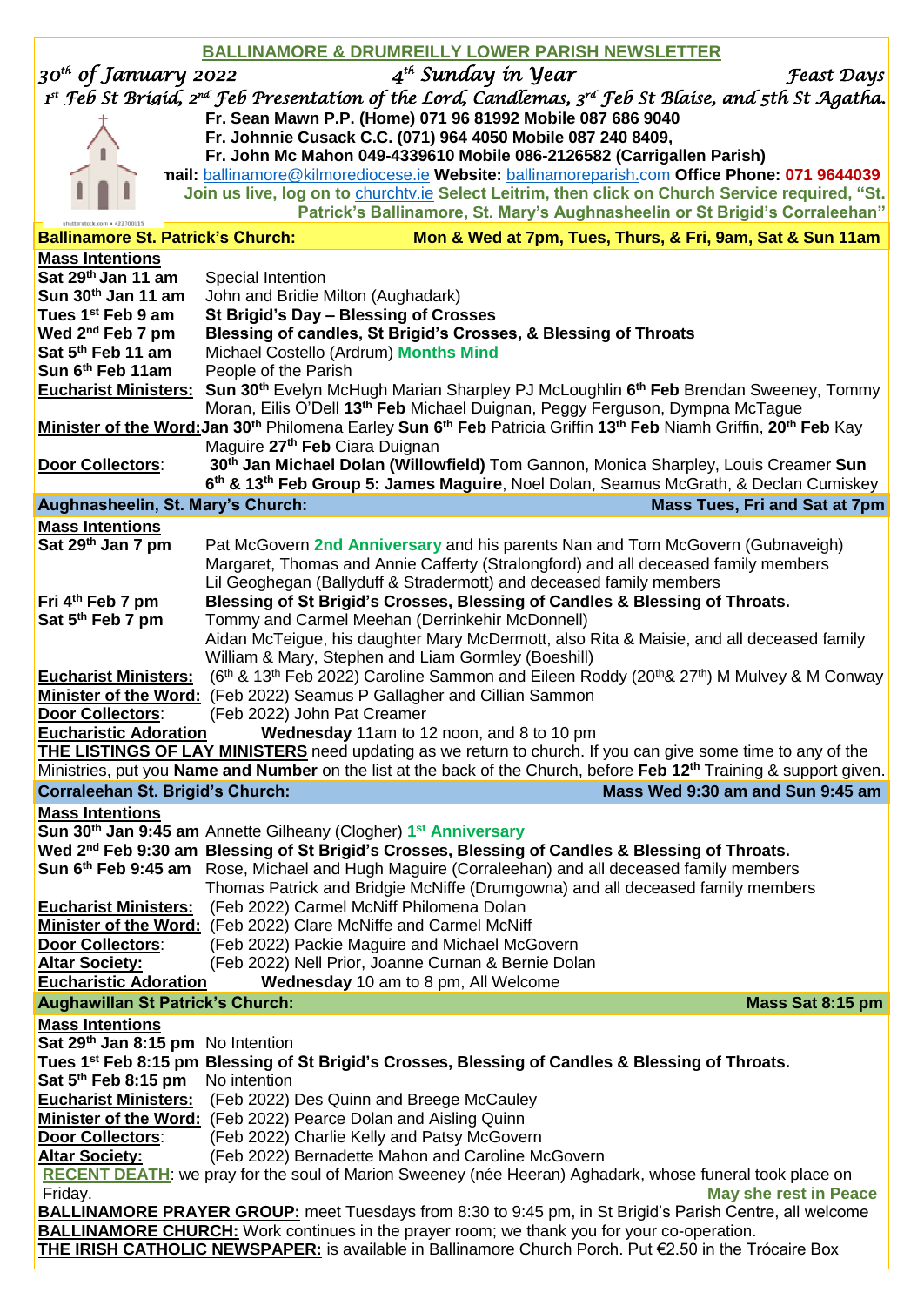# BALLINAMORE & DRUMREILLY LOWER PARISH NEWSLETTER

*30th of January 2022* *4th Sunday in Year* *Feast Days*

*1st Feb St Brigid, 2nd Feb Presentation of the Lord, Candlemas, 3rd Feb St Blaise, and 5th St Agatha.*

**Fr. Sean Mawn P.P. (Home) 071 96 81992 Mobile 087 686 9040**
**Fr. Johnnie Cusack C.C. (071) 964 4050 Mobile 087 240 8409,**
**Fr. John Mc Mahon 049-4339610 Mobile 086-2126582 (Carrigallen Parish)**
**mail:** ballinamore@kilmorediocese.ie **Website:** ballinamoreparish.com **Office Phone: 071 9644039**
**Join us live, log on to** churchtv.ie **Select Leitrim, then click on Church Service required, "St. Patrick's Ballinamore, St. Mary's Aughnasheelin or St Brigid's Corraleehan"**

## Ballinamore St. Patrick's Church: Mon & Wed at 7pm, Tues, Thurs, & Fri, 9am, Sat & Sun 11am

**Mass Intentions**

**Sat 29th Jan 11 am** Special Intention
**Sun 30th Jan 11 am** John and Bridie Milton (Aughadark)
**Tues 1st Feb 9 am** **St Brigid's Day – Blessing of Crosses**
**Wed 2nd Feb 7 pm** **Blessing of candles, St Brigid's Crosses, & Blessing of Throats**
**Sat 5th Feb 11 am** Michael Costello (Ardrum) **Months Mind**
**Sun 6th Feb 11am** People of the Parish

**Eucharist Ministers:** **Sun 30th** Evelyn McHugh Marian Sharpley PJ McLoughlin **6th Feb** Brendan Sweeney, Tommy Moran, Eilis O'Dell **13th Feb** Michael Duignan, Peggy Ferguson, Dympna McTague

**Minister of the Word:** **Jan 30th** Philomena Earley **Sun 6th Feb** Patricia Griffin **13th Feb** Niamh Griffin, **20th Feb** Kay Maguire **27th Feb** Ciara Duignan

**Door Collectors**: **30th Jan Michael Dolan (Willowfield)** Tom Gannon, Monica Sharpley, Louis Creamer **Sun 6th & 13th Feb Group 5: James Maguire**, Noel Dolan, Seamus McGrath, & Declan Cumiskey

## Aughnasheelin, St. Mary's Church: Mass Tues, Fri and Sat at 7pm

**Mass Intentions**

**Sat 29th Jan 7 pm** Pat McGovern **2nd Anniversary** and his parents Nan and Tom McGovern (Gubnaveigh)
Margaret, Thomas and Annie Cafferty (Stralongford) and all deceased family members
Lil Geoghegan (Ballyduff & Stradermott) and deceased family members
**Fri 4th Feb 7 pm** **Blessing of St Brigid's Crosses, Blessing of Candles & Blessing of Throats.**
**Sat 5th Feb 7 pm** Tommy and Carmel Meehan (Derrinkehir McDonnell)
Aidan McTeigue, his daughter Mary McDermott, also Rita & Maisie, and all deceased family
William & Mary, Stephen and Liam Gormley (Boeshill)

**Eucharist Ministers:** (6th & 13th Feb 2022) Caroline Sammon and Eileen Roddy (20th& 27th) M Mulvey & M Conway
**Minister of the Word:** (Feb 2022) Seamus P Gallagher and Cillian Sammon
**Door Collectors**: (Feb 2022) John Pat Creamer
**Eucharistic Adoration** **Wednesday** 11am to 12 noon, and 8 to 10 pm

**THE LISTINGS OF LAY MINISTERS** need updating as we return to church. If you can give some time to any of the Ministries, put you **Name and Number** on the list at the back of the Church, before **Feb 12th** Training & support given.

## Corraleehan St. Brigid's Church: Mass Wed 9:30 am and Sun 9:45 am

**Mass Intentions**

**Sun 30th Jan 9:45 am** Annette Gilheany (Clogher) **1st Anniversary**
**Wed 2nd Feb 9:30 am** **Blessing of St Brigid's Crosses, Blessing of Candles & Blessing of Throats.**
**Sun 6th Feb 9:45 am** Rose, Michael and Hugh Maguire (Corraleehan) and all deceased family members
Thomas Patrick and Bridgie McNiffe (Drumgowna) and all deceased family members

**Eucharist Ministers:** (Feb 2022) Carmel McNiff Philomena Dolan
**Minister of the Word:** (Feb 2022) Clare McNiffe and Carmel McNiff
**Door Collectors**: (Feb 2022) Packie Maguire and Michael McGovern
**Altar Society:** (Feb 2022) Nell Prior, Joanne Curnan & Bernie Dolan
**Eucharistic Adoration** **Wednesday** 10 am to 8 pm, All Welcome

## Aughawillan St Patrick's Church: Mass Sat 8:15 pm

**Mass Intentions**

**Sat 29th Jan 8:15 pm** No Intention
**Tues 1st Feb 8:15 pm** **Blessing of St Brigid's Crosses, Blessing of Candles & Blessing of Throats.**
**Sat 5th Feb 8:15 pm** No intention

**Eucharist Ministers:** (Feb 2022) Des Quinn and Breege McCauley
**Minister of the Word:** (Feb 2022) Pearce Dolan and Aisling Quinn
**Door Collectors**: (Feb 2022) Charlie Kelly and Patsy McGovern
**Altar Society:** (Feb 2022) Bernadette Mahon and Caroline McGovern

**RECENT DEATH**: we pray for the soul of Marion Sweeney (née Heeran) Aghadark, whose funeral took place on Friday. **May she rest in Peace**

**BALLINAMORE PRAYER GROUP:** meet Tuesdays from 8:30 to 9:45 pm, in St Brigid's Parish Centre, all welcome
**BALLINAMORE CHURCH:** Work continues in the prayer room; we thank you for your co-operation.
**THE IRISH CATHOLIC NEWSPAPER:** is available in Ballinamore Church Porch. Put €2.50 in the Trócaire Box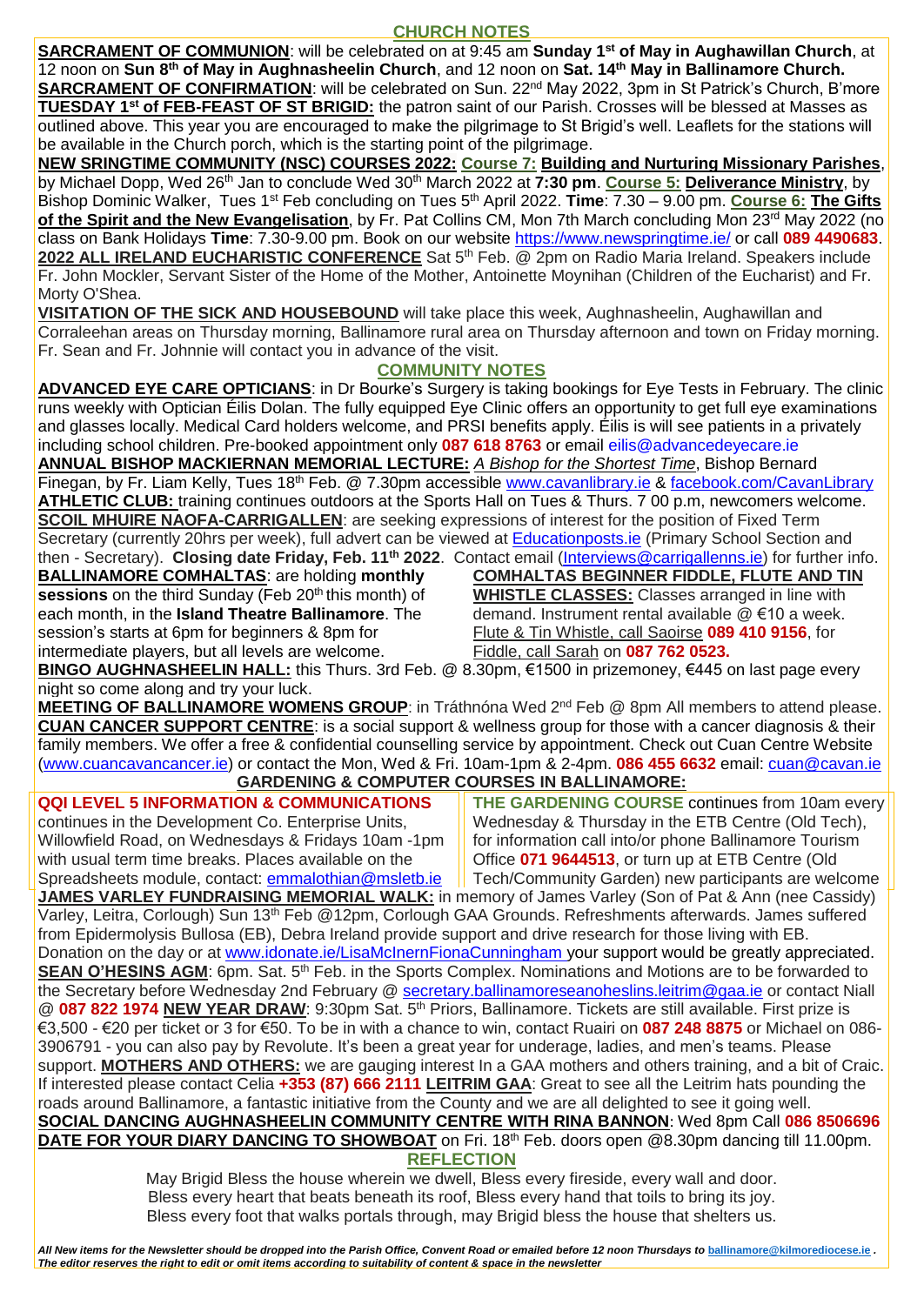## CHURCH NOTES

**SARCRAMENT OF COMMUNION**: will be celebrated on at 9:45 am **Sunday 1st of May in Aughawillan Church**, at 12 noon on **Sun 8th of May in Aughnasheelin Church**, and 12 noon on **Sat. 14th May in Ballinamore Church.**

**SARCRAMENT OF CONFIRMATION**: will be celebrated on Sun. 22nd May 2022, 3pm in St Patrick's Church, B'more

**TUESDAY 1st of FEB-FEAST OF ST BRIGID:** the patron saint of our Parish. Crosses will be blessed at Masses as outlined above. This year you are encouraged to make the pilgrimage to St Brigid's well. Leaflets for the stations will be available in the Church porch, which is the starting point of the pilgrimage.

**NEW SRINGTIME COMMUNITY (NSC) COURSES 2022: Course 7: Building and Nurturing Missionary Parishes**, by Michael Dopp, Wed 26th Jan to conclude Wed 30th March 2022 at **7:30 pm**. **Course 5: Deliverance Ministry**, by Bishop Dominic Walker, Tues 1st Feb concluding on Tues 5th April 2022. **Time**: 7.30 – 9.00 pm. **Course 6: The Gifts of the Spirit and the New Evangelisation**, by Fr. Pat Collins CM, Mon 7th March concluding Mon 23rd May 2022 (no class on Bank Holidays **Time**: 7.30-9.00 pm. Book on our website https://www.newspringtime.ie/ or call **089 4490683**.

**2022 ALL IRELAND EUCHARISTIC CONFERENCE** Sat 5th Feb. @ 2pm on Radio Maria Ireland. Speakers include Fr. John Mockler, Servant Sister of the Home of the Mother, Antoinette Moynihan (Children of the Eucharist) and Fr. Morty O'Shea.

**VISITATION OF THE SICK AND HOUSEBOUND** will take place this week, Aughnasheelin, Aughawillan and Corraleehan areas on Thursday morning, Ballinamore rural area on Thursday afternoon and town on Friday morning. Fr. Sean and Fr. Johnnie will contact you in advance of the visit.

## COMMUNITY NOTES

**ADVANCED EYE CARE OPTICIANS**: in Dr Bourke's Surgery is taking bookings for Eye Tests in February. The clinic runs weekly with Optician Éilis Dolan. The fully equipped Eye Clinic offers an opportunity to get full eye examinations and glasses locally. Medical Card holders welcome, and PRSI benefits apply. Éilis is will see patients in a privately including school children. Pre-booked appointment only **087 618 8763** or email eilis@advancedeyecare.ie

**ANNUAL BISHOP MACKIERNAN MEMORIAL LECTURE:** *A Bishop for the Shortest Time*, Bishop Bernard Finegan, by Fr. Liam Kelly, Tues 18th Feb. @ 7.30pm accessible www.cavanlibrary.ie & facebook.com/CavanLibrary

**ATHLETIC CLUB:** training continues outdoors at the Sports Hall on Tues & Thurs. 7 00 p.m, newcomers welcome.

**SCOIL MHUIRE NAOFA-CARRIGALLEN**: are seeking expressions of interest for the position of Fixed Term Secretary (currently 20hrs per week), full advert can be viewed at Educationposts.ie (Primary School Section and then - Secretary). **Closing date Friday, Feb. 11th 2022**. Contact email (Interviews@carrigallenns.ie) for further info.

**BALLINAMORE COMHALTAS**: are holding **monthly sessions** on the third Sunday (Feb 20th this month) of each month, in the **Island Theatre Ballinamore**. The session's starts at 6pm for beginners & 8pm for intermediate players, but all levels are welcome.

**COMHALTAS BEGINNER FIDDLE, FLUTE AND TIN WHISTLE CLASSES:** Classes arranged in line with demand. Instrument rental available @ €10 a week. Flute & Tin Whistle, call Saoirse **089 410 9156**, for Fiddle, call Sarah on **087 762 0523.**

**BINGO AUGHNASHEELIN HALL:** this Thurs. 3rd Feb. @ 8.30pm, €1500 in prizemoney, €445 on last page every night so come along and try your luck.

**MEETING OF BALLINAMORE WOMENS GROUP**: in Tráthnóna Wed 2nd Feb @ 8pm All members to attend please.

**CUAN CANCER SUPPORT CENTRE**: is a social support & wellness group for those with a cancer diagnosis & their family members. We offer a free & confidential counselling service by appointment. Check out Cuan Centre Website (www.cuancavancancer.ie) or contact the Mon, Wed & Fri. 10am-1pm & 2-4pm. **086 455 6632** email: cuan@cavan.ie

### GARDENING & COMPUTER COURSES IN BALLINAMORE:

**QQI LEVEL 5 INFORMATION & COMMUNICATIONS** continues in the Development Co. Enterprise Units, Willowfield Road, on Wednesdays & Fridays 10am -1pm with usual term time breaks. Places available on the Spreadsheets module, contact: emmalothian@msletb.ie

**THE GARDENING COURSE** continues from 10am every Wednesday & Thursday in the ETB Centre (Old Tech), for information call into/or phone Ballinamore Tourism Office **071 9644513**, or turn up at ETB Centre (Old Tech/Community Garden) new participants are welcome

**JAMES VARLEY FUNDRAISING MEMORIAL WALK:** in memory of James Varley (Son of Pat & Ann (nee Cassidy) Varley, Leitra, Corlough) Sun 13th Feb @12pm, Corlough GAA Grounds. Refreshments afterwards. James suffered from Epidermolysis Bullosa (EB), Debra Ireland provide support and drive research for those living with EB. Donation on the day or at www.idonate.ie/LisaMcInernFionaCunningham your support would be greatly appreciated.

**SEAN O'HESINS AGM**: 6pm. Sat. 5th Feb. in the Sports Complex. Nominations and Motions are to be forwarded to the Secretary before Wednesday 2nd February @ secretary.ballinamoreseanoheslins.leitrim@gaa.ie or contact Niall @ **087 822 1974** **NEW YEAR DRAW**: 9:30pm Sat. 5th Priors, Ballinamore. Tickets are still available. First prize is €3,500 - €20 per ticket or 3 for €50. To be in with a chance to win, contact Ruairi on **087 248 8875** or Michael on 086-3906791 - you can also pay by Revolute. It's been a great year for underage, ladies, and men's teams. Please support. **MOTHERS AND OTHERS:** we are gauging interest In a GAA mothers and others training, and a bit of Craic. If interested please contact Celia **+353 (87) 666 2111** **LEITRIM GAA**: Great to see all the Leitrim hats pounding the roads around Ballinamore, a fantastic initiative from the County and we are all delighted to see it going well.

**SOCIAL DANCING AUGHNASHEELIN COMMUNITY CENTRE WITH RINA BANNON**: Wed 8pm Call **086 8506696**

**DATE FOR YOUR DIARY DANCING TO SHOWBOAT** on Fri. 18th Feb. doors open @8.30pm dancing till 11.00pm.

## REFLECTION

May Brigid Bless the house wherein we dwell, Bless every fireside, every wall and door.
Bless every heart that beats beneath its roof, Bless every hand that toils to bring its joy.
Bless every foot that walks portals through, may Brigid bless the house that shelters us.

***All New items for the Newsletter should be dropped into the Parish Office, Convent Road or emailed before 12 noon Thursdays to ballinamore@kilmorediocese.ie . The editor reserves the right to edit or omit items according to suitability of content & space in the newsletter***